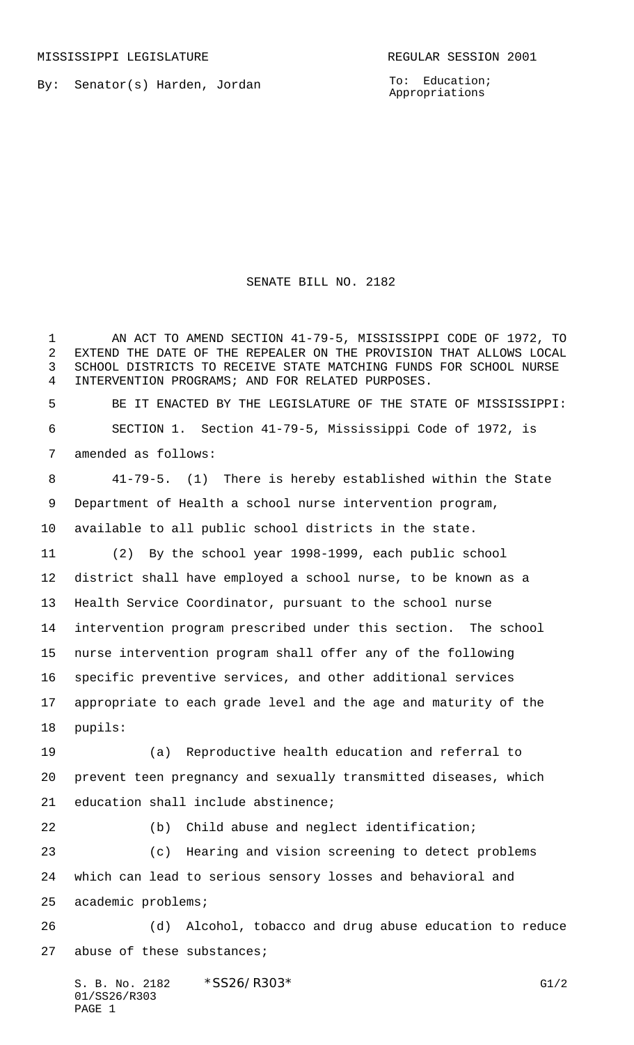MISSISSIPPI LEGISLATURE REGULAR SESSION 2001

By: Senator(s) Harden, Jordan

To: Education; Appropriations

# SENATE BILL NO. 2182

AN ACT TO AMEND SECTION 41-79-5, MISSISSIPPI CODE OF 1972, TO EXTEND THE DATE OF THE REPEALER ON THE PROVISION THAT ALLOWS LOCAL SCHOOL DISTRICTS TO RECEIVE STATE MATCHING FUNDS FOR SCHOOL NURSE INTERVENTION PROGRAMS; AND FOR RELATED PURPOSES.

BE IT ENACTED BY THE LEGISLATURE OF THE STATE OF MISSISSIPPI:

SECTION 1. Section 41-79-5, Mississippi Code of 1972, is amended as follows:

41-79-5. (1) There is hereby established within the State Department of Health a school nurse intervention program, available to all public school districts in the state.

(2) By the school year 1998-1999, each public school district shall have employed a school nurse, to be known as a Health Service Coordinator, pursuant to the school nurse intervention program prescribed under this section. The school nurse intervention program shall offer any of the following specific preventive services, and other additional services appropriate to each grade level and the age and maturity of the pupils:

(a) Reproductive health education and referral to prevent teen pregnancy and sexually transmitted diseases, which education shall include abstinence;

(b) Child abuse and neglect identification;

(c) Hearing and vision screening to detect problems which can lead to serious sensory losses and behavioral and academic problems;

(d) Alcohol, tobacco and drug abuse education to reduce abuse of these substances;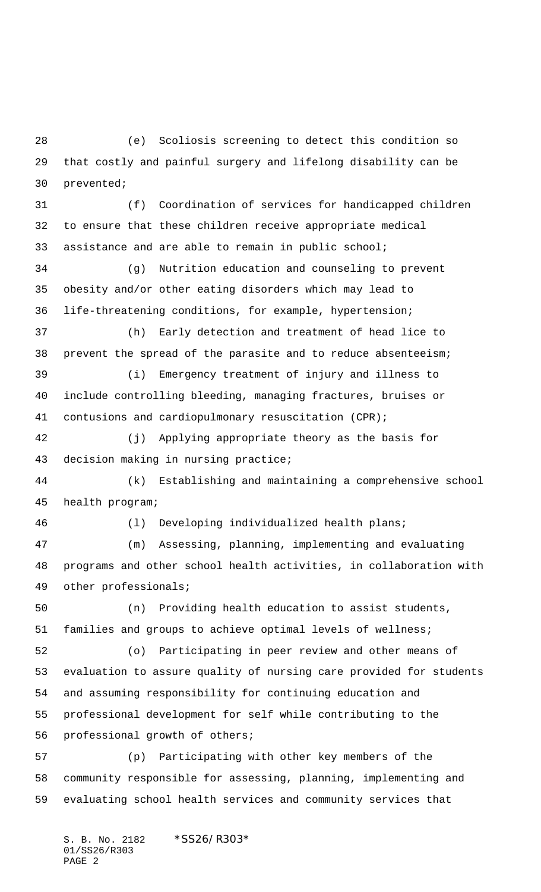(e) Scoliosis screening to detect this condition so that costly and painful surgery and lifelong disability can be prevented;

(f) Coordination of services for handicapped children to ensure that these children receive appropriate medical assistance and are able to remain in public school;

(g) Nutrition education and counseling to prevent obesity and/or other eating disorders which may lead to life-threatening conditions, for example, hypertension;

(h) Early detection and treatment of head lice to prevent the spread of the parasite and to reduce absenteeism;

(i) Emergency treatment of injury and illness to include controlling bleeding, managing fractures, bruises or contusions and cardiopulmonary resuscitation (CPR);

(j) Applying appropriate theory as the basis for decision making in nursing practice;

(k) Establishing and maintaining a comprehensive school health program;

(l) Developing individualized health plans;

(m) Assessing, planning, implementing and evaluating programs and other school health activities, in collaboration with other professionals;

(n) Providing health education to assist students, families and groups to achieve optimal levels of wellness;

(o) Participating in peer review and other means of evaluation to assure quality of nursing care provided for students and assuming responsibility for continuing education and professional development for self while contributing to the professional growth of others;

(p) Participating with other key members of the community responsible for assessing, planning, implementing and evaluating school health services and community services that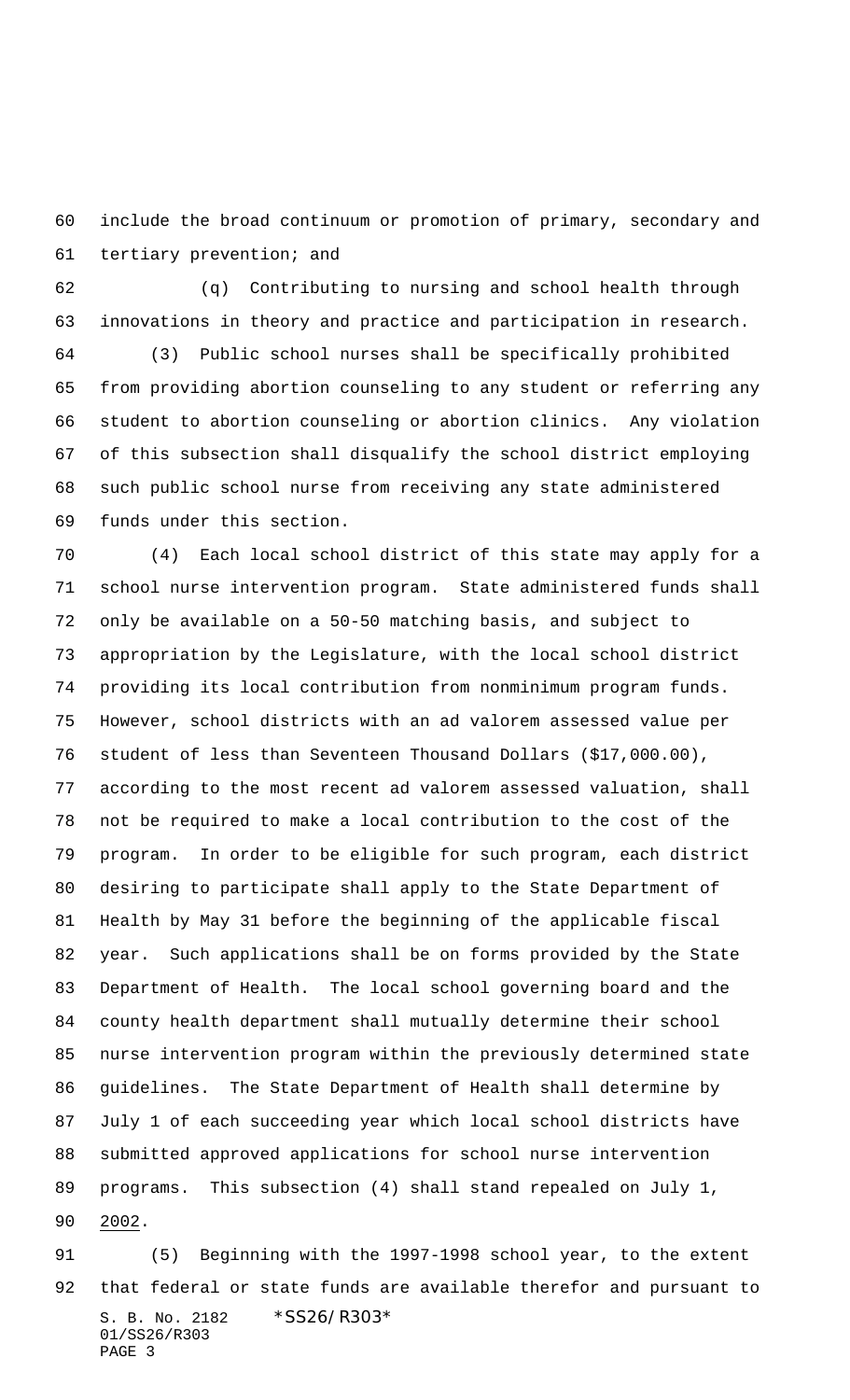include the broad continuum or promotion of primary, secondary and tertiary prevention; and

(q) Contributing to nursing and school health through innovations in theory and practice and participation in research.

(3) Public school nurses shall be specifically prohibited from providing abortion counseling to any student or referring any student to abortion counseling or abortion clinics. Any violation of this subsection shall disqualify the school district employing such public school nurse from receiving any state administered funds under this section.

(4) Each local school district of this state may apply for a school nurse intervention program. State administered funds shall only be available on a 50-50 matching basis, and subject to appropriation by the Legislature, with the local school district providing its local contribution from nonminimum program funds. However, school districts with an ad valorem assessed value per student of less than Seventeen Thousand Dollars ($17,000.00), according to the most recent ad valorem assessed valuation, shall not be required to make a local contribution to the cost of the program. In order to be eligible for such program, each district desiring to participate shall apply to the State Department of Health by May 31 before the beginning of the applicable fiscal year. Such applications shall be on forms provided by the State Department of Health. The local school governing board and the county health department shall mutually determine their school nurse intervention program within the previously determined state guidelines. The State Department of Health shall determine by July 1 of each succeeding year which local school districts have submitted approved applications for school nurse intervention programs. This subsection (4) shall stand repealed on July 1, 2002.

(5) Beginning with the 1997-1998 school year, to the extent that federal or state funds are available therefor and pursuant to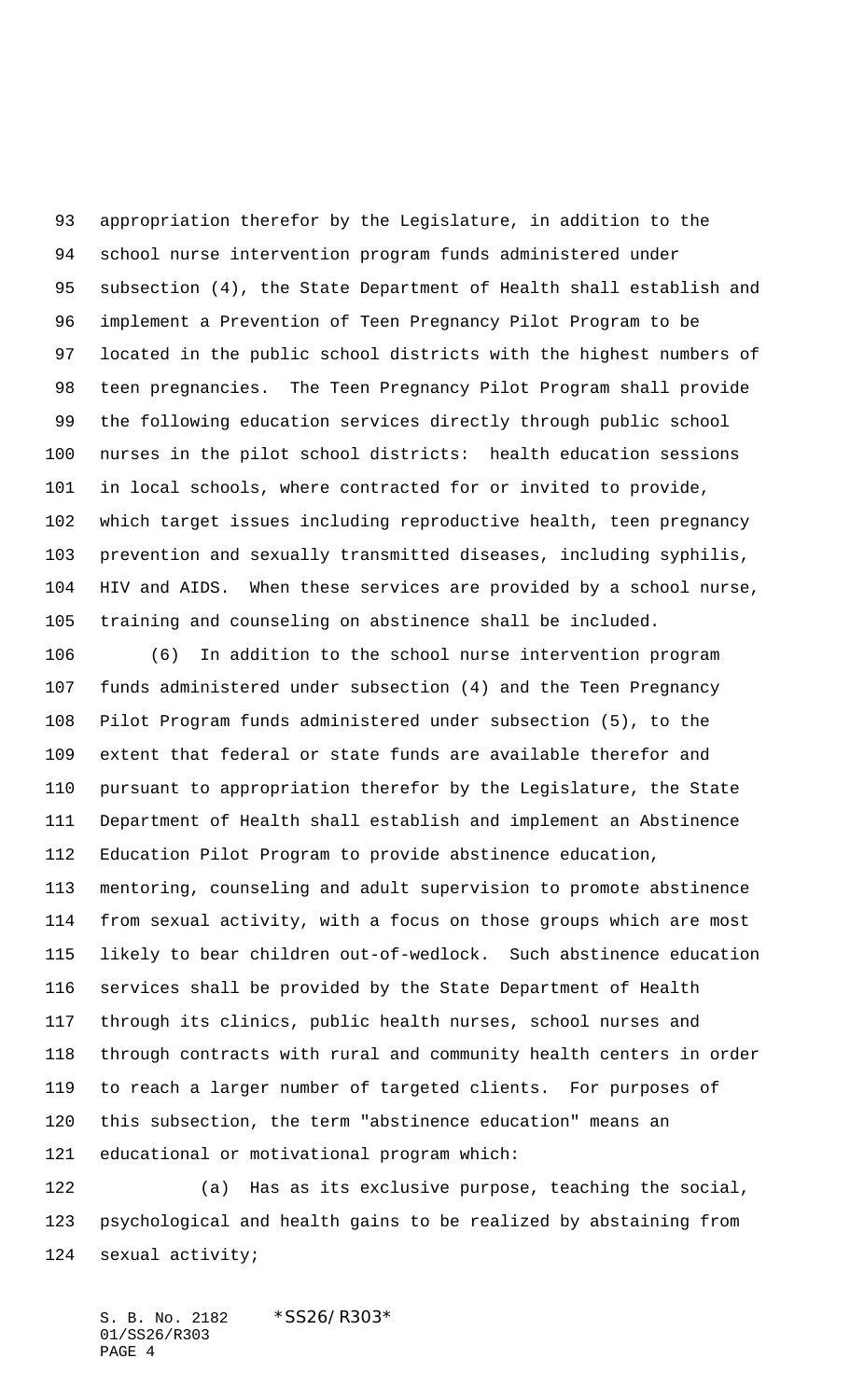appropriation therefor by the Legislature, in addition to the school nurse intervention program funds administered under subsection (4), the State Department of Health shall establish and implement a Prevention of Teen Pregnancy Pilot Program to be located in the public school districts with the highest numbers of teen pregnancies. The Teen Pregnancy Pilot Program shall provide the following education services directly through public school nurses in the pilot school districts: health education sessions in local schools, where contracted for or invited to provide, which target issues including reproductive health, teen pregnancy prevention and sexually transmitted diseases, including syphilis, HIV and AIDS. When these services are provided by a school nurse, training and counseling on abstinence shall be included.

(6) In addition to the school nurse intervention program funds administered under subsection (4) and the Teen Pregnancy Pilot Program funds administered under subsection (5), to the extent that federal or state funds are available therefor and pursuant to appropriation therefor by the Legislature, the State Department of Health shall establish and implement an Abstinence Education Pilot Program to provide abstinence education, mentoring, counseling and adult supervision to promote abstinence from sexual activity, with a focus on those groups which are most likely to bear children out-of-wedlock. Such abstinence education services shall be provided by the State Department of Health through its clinics, public health nurses, school nurses and through contracts with rural and community health centers in order to reach a larger number of targeted clients. For purposes of this subsection, the term "abstinence education" means an educational or motivational program which:

(a) Has as its exclusive purpose, teaching the social, psychological and health gains to be realized by abstaining from sexual activity;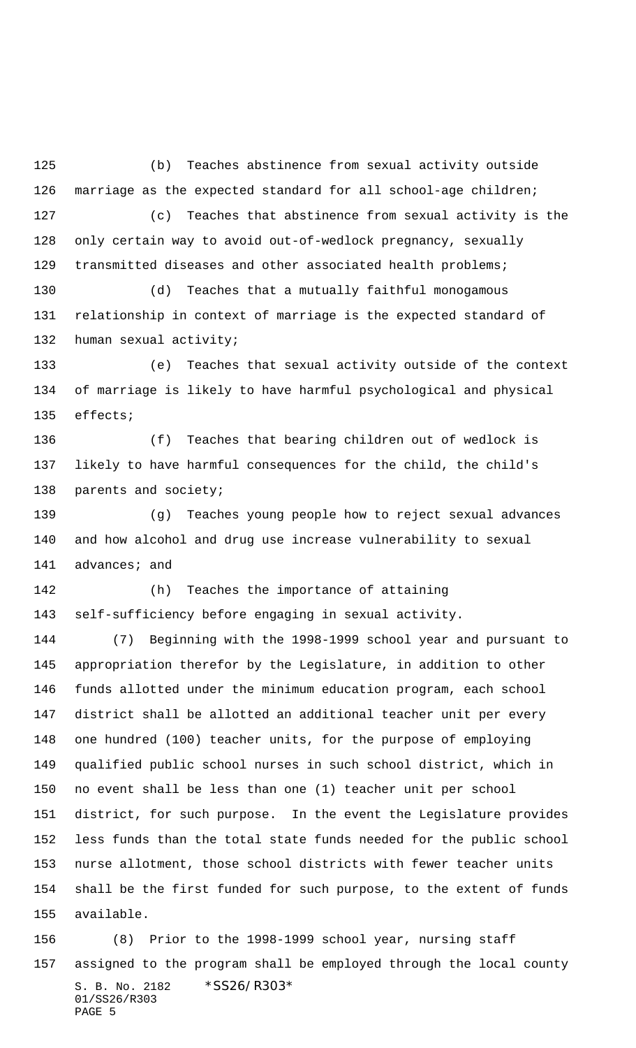(b) Teaches abstinence from sexual activity outside marriage as the expected standard for all school-age children;

(c) Teaches that abstinence from sexual activity is the only certain way to avoid out-of-wedlock pregnancy, sexually transmitted diseases and other associated health problems;

(d) Teaches that a mutually faithful monogamous relationship in context of marriage is the expected standard of human sexual activity;

(e) Teaches that sexual activity outside of the context of marriage is likely to have harmful psychological and physical effects;

(f) Teaches that bearing children out of wedlock is likely to have harmful consequences for the child, the child's parents and society;

(g) Teaches young people how to reject sexual advances and how alcohol and drug use increase vulnerability to sexual advances; and

(h) Teaches the importance of attaining self-sufficiency before engaging in sexual activity.

(7) Beginning with the 1998-1999 school year and pursuant to appropriation therefor by the Legislature, in addition to other funds allotted under the minimum education program, each school district shall be allotted an additional teacher unit per every one hundred (100) teacher units, for the purpose of employing qualified public school nurses in such school district, which in no event shall be less than one (1) teacher unit per school district, for such purpose. In the event the Legislature provides less funds than the total state funds needed for the public school nurse allotment, those school districts with fewer teacher units shall be the first funded for such purpose, to the extent of funds available.

(8) Prior to the 1998-1999 school year, nursing staff assigned to the program shall be employed through the local county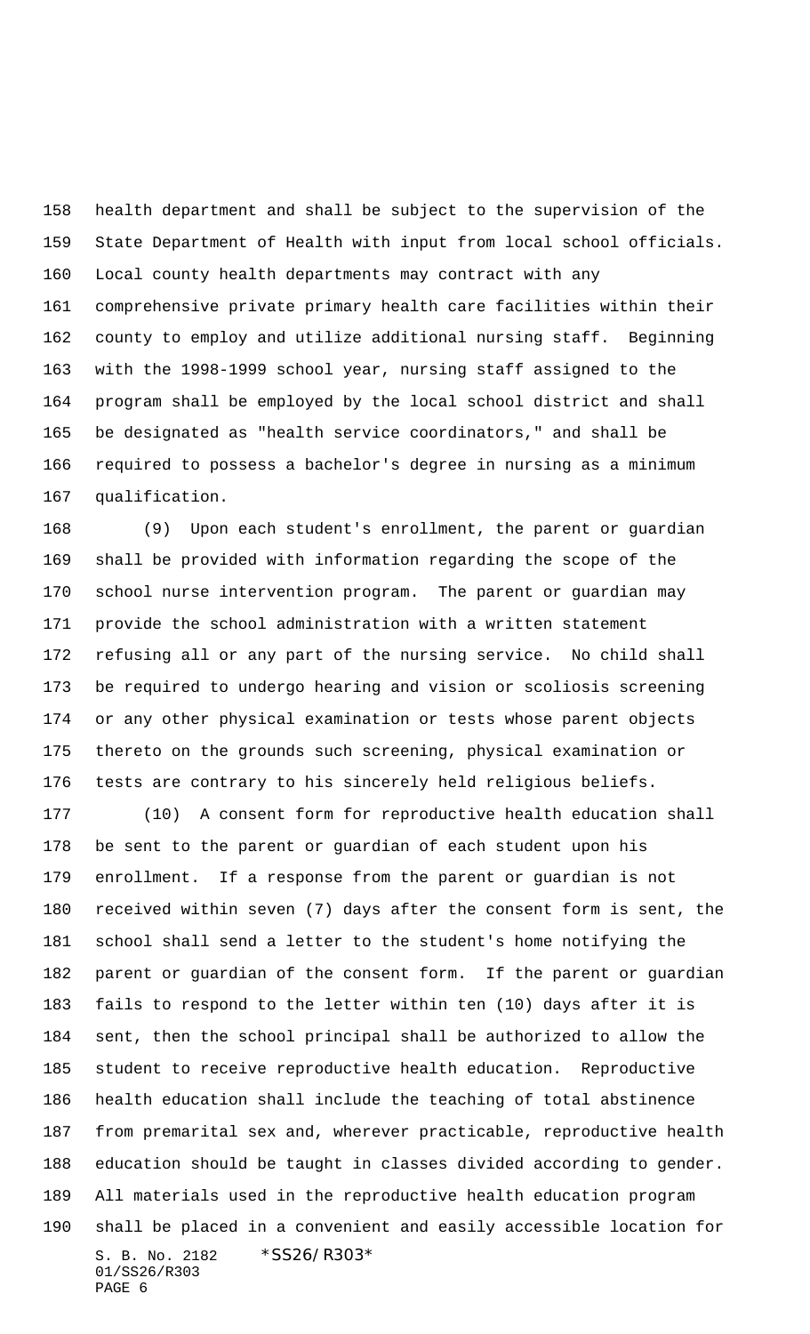health department and shall be subject to the supervision of the State Department of Health with input from local school officials. Local county health departments may contract with any comprehensive private primary health care facilities within their county to employ and utilize additional nursing staff. Beginning with the 1998-1999 school year, nursing staff assigned to the program shall be employed by the local school district and shall be designated as "health service coordinators," and shall be required to possess a bachelor's degree in nursing as a minimum qualification.

(9) Upon each student's enrollment, the parent or guardian shall be provided with information regarding the scope of the school nurse intervention program. The parent or guardian may provide the school administration with a written statement refusing all or any part of the nursing service. No child shall be required to undergo hearing and vision or scoliosis screening or any other physical examination or tests whose parent objects thereto on the grounds such screening, physical examination or tests are contrary to his sincerely held religious beliefs.

(10) A consent form for reproductive health education shall be sent to the parent or guardian of each student upon his enrollment. If a response from the parent or guardian is not received within seven (7) days after the consent form is sent, the school shall send a letter to the student's home notifying the parent or guardian of the consent form. If the parent or guardian fails to respond to the letter within ten (10) days after it is sent, then the school principal shall be authorized to allow the student to receive reproductive health education. Reproductive health education shall include the teaching of total abstinence from premarital sex and, wherever practicable, reproductive health education should be taught in classes divided according to gender. All materials used in the reproductive health education program shall be placed in a convenient and easily accessible location for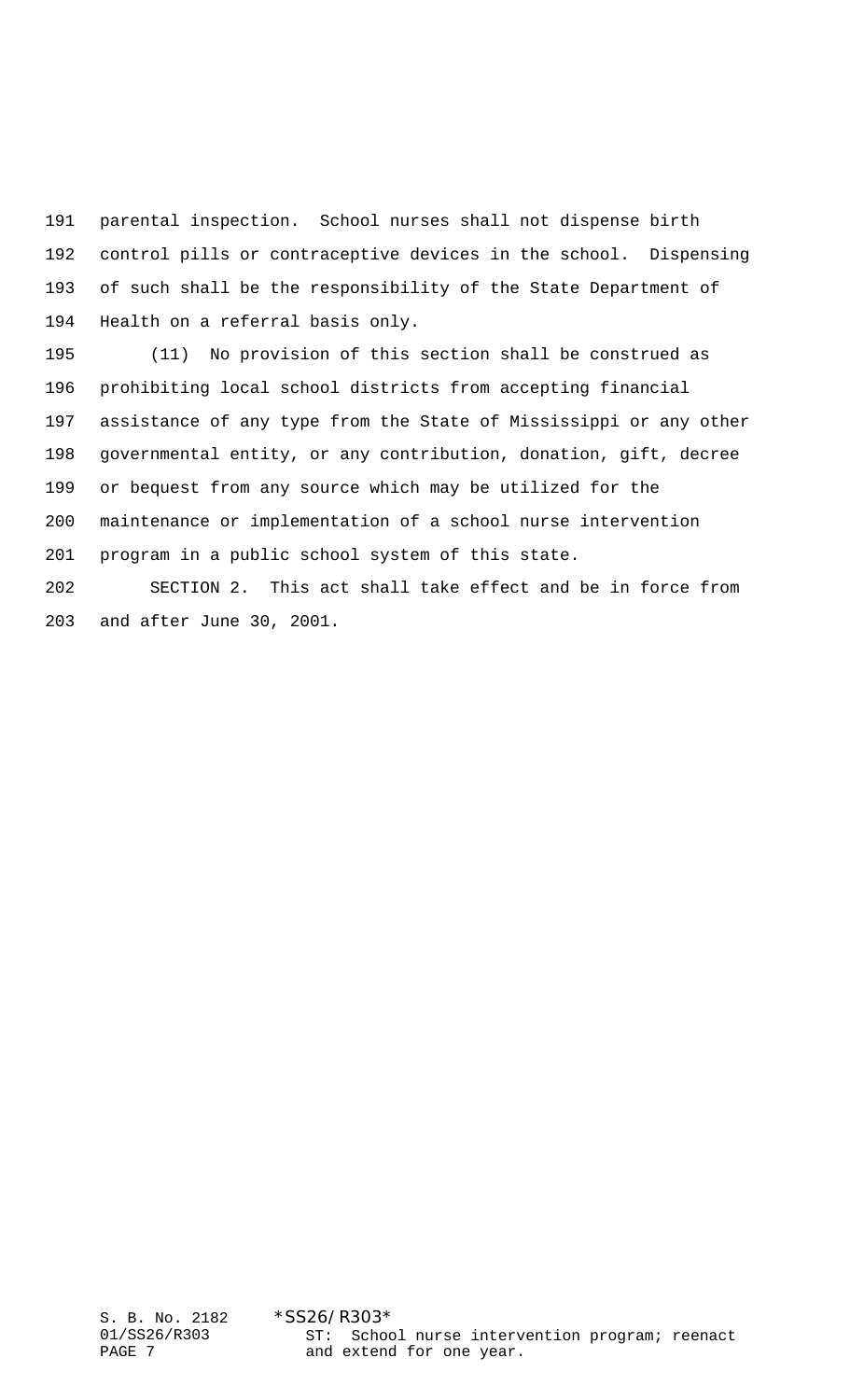parental inspection. School nurses shall not dispense birth control pills or contraceptive devices in the school. Dispensing of such shall be the responsibility of the State Department of Health on a referral basis only.

(11) No provision of this section shall be construed as prohibiting local school districts from accepting financial assistance of any type from the State of Mississippi or any other governmental entity, or any contribution, donation, gift, decree or bequest from any source which may be utilized for the maintenance or implementation of a school nurse intervention program in a public school system of this state.

SECTION 2. This act shall take effect and be in force from and after June 30, 2001.